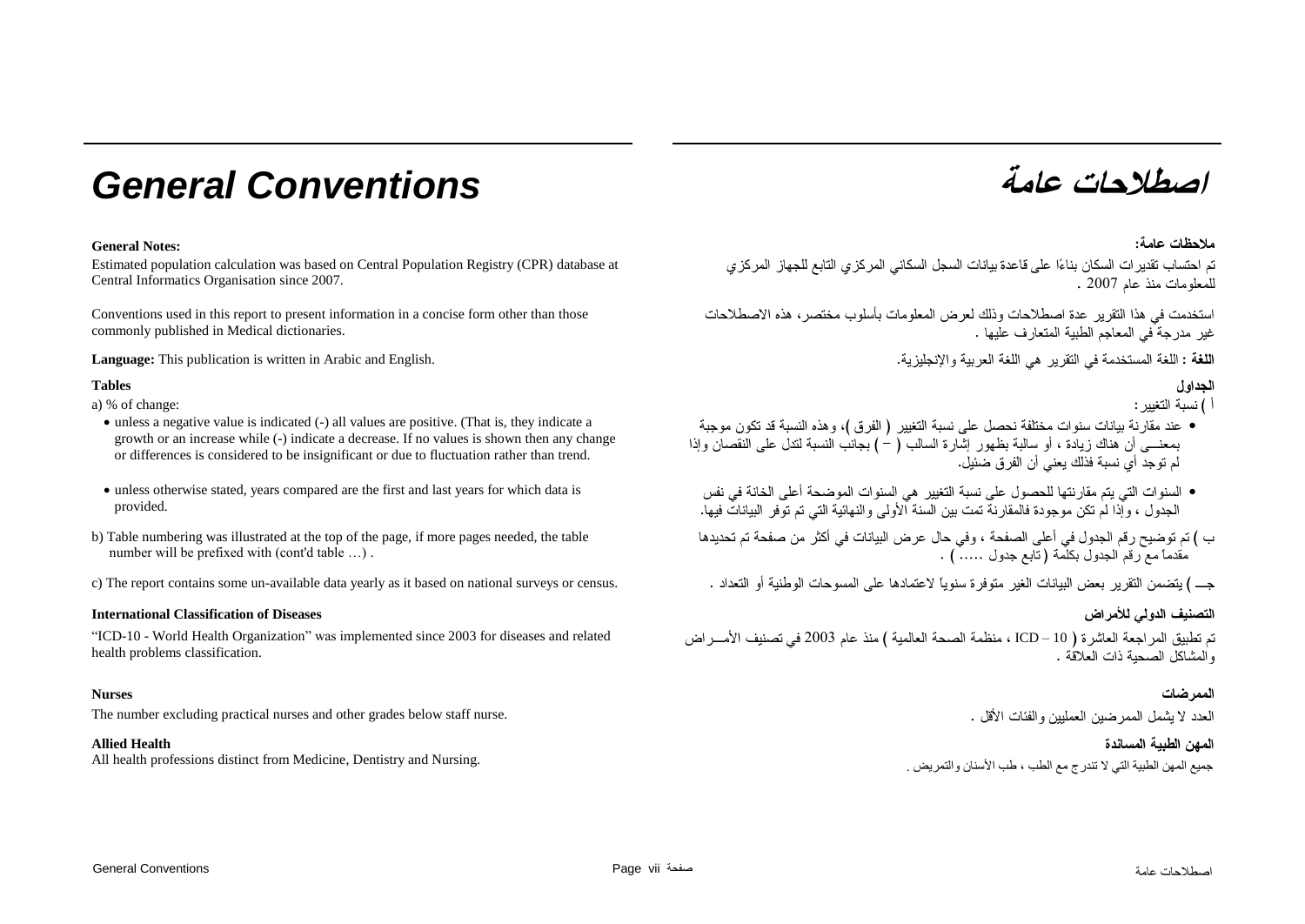# General Conventions

**General Notes:**

Estimated population calculation was based on Central Population Registry (CPR) database at Central Informatics Organisation since 2007.

Conventions used in this report to present information in a concise form other than those commonly published in Medical dictionaries.

**Language:** This publication is written in Arabic and English.

**Tables**

a) % of change:

- unless a negative value is indicated (-) all values are positive. (That is, they indicate a growth or an increase while (-) indicate a decrease. If no values is shown then any change or differences is considered to be insignificant or due to fluctuation rather than trend.
- unless otherwise stated, years compared are the first and last years for which data is provided.

b) Table numbering was illustrated at the top of the page, if more pages needed, the table number will be prefixed with (cont'd table …) .

c) The report contains some un-available data yearly as it based on national surveys or census.

**International Classification of Diseases**

"ICD-10 - World Health Organization" was implemented since 2003 for diseases and related health problems classification.

**Nurses**

The number excluding practical nurses and other grades below staff nurse.

**Allied Health**

All health professions distinct from Medicine, Dentistry and Nursing.

# اصطلاحات عامة

**ملاحظات عامة:**

تم احتساب تقديرات السكان بناءًا على قاعدة بيانات السجل السكاني المركزي التابع للجهاز المركزي للمعلومات منذ عام 2007 .

استخدمت في هذا التقرير عدة اصطلاحات وذلك لعرض المعلومات بأسلوب مختصر، هذه الاصطلاحات غير مدرجة في المعاجم الطبية المتعارف عليها .

**اللغة :** اللغة المستخدمة في التقرير هي اللغة العربية والإنجليزية.

**الجداول**

أ ) نسبة التغيير:

- عند مقارنة بيانات سنوات مختلفة نحصل على نسبة التغيير ( الفرق )، وهذه النسبة قد تكون موجبة بمعنـــى أن هناك زيادة ، أو سالبة بظهور إشارة السالب ( − ) بجانب النسبة لتدل على النقصان وإذا لم توجد أي نسبة فذلك يعني أن الفرق ضئيل.
- السنوات التي يتم مقارنتها للحصول على نسبة التغيير هي السنوات الموضحة أعلى الخانة في نفس الجدول ، وإذا لم تكن موجودة فالمقارنة تمت بين السنة الأولى والنهائية التي تم توفر البيانات فيها.

ب ) تم توضيح رقم الجدول في أعلى الصفحة ، وفي حال عرض البيانات في أكثر من صفحة تم تحديدها مقدماً مع رقم الجدول بكلمة ( تابع جدول ..... ) .

جـــ ) يتضمن التقرير بعض البيانات الغير متوفرة سنوياً لاعتمادها على المسوحات الوطنية أو التعداد .

**التصنيف الدولي للأمراض**

تم تطبيق المراجعة العاشرة ( ICD – 10 ، منظمة الصحة العالمية ) منذ عام 2003 في تصنيف الأمـــراض والمشاكل الصحية ذات العلاقة .

**الممرضات**

العدد لا يشمل الممرضين العمليين والفئات الأقل .

**المهن الطبية المساندة**

جميع المهن الطبية التي لا تندرج مع الطب ، طب الأسنان والتمريض .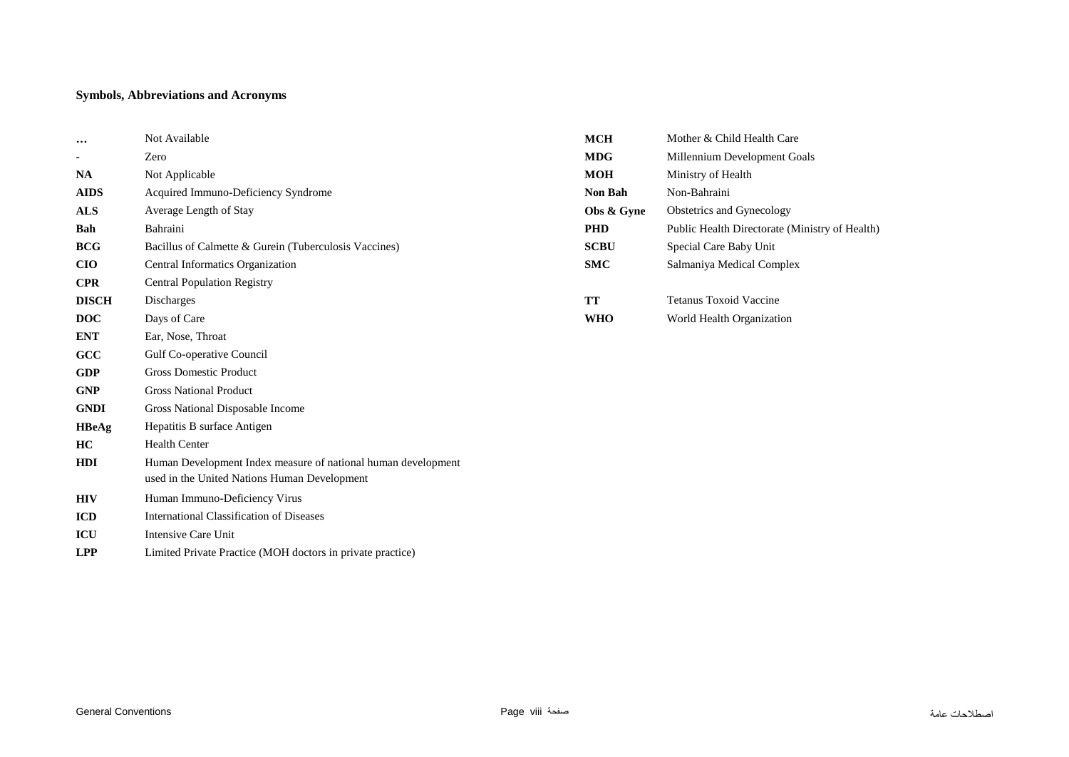### Symbols, Abbreviations and Acronyms

| | |
|---|---|
| **…** | Not Available |
| **-** | Zero |
| **NA** | Not Applicable |
| **AIDS** | Acquired Immuno-Deficiency Syndrome |
| **ALS** | Average Length of Stay |
| **Bah** | Bahraini |
| **BCG** | Bacillus of Calmette & Gurein (Tuberculosis Vaccines) |
| **CIO** | Central Informatics Organization |
| **CPR** | Central Population Registry |
| **DISCH** | Discharges |
| **DOC** | Days of Care |
| **ENT** | Ear, Nose, Throat |
| **GCC** | Gulf Co-operative Council |
| **GDP** | Gross Domestic Product |
| **GNP** | Gross National Product |
| **GNDI** | Gross National Disposable Income |
| **HBeAg** | Hepatitis B surface Antigen |
| **HC** | Health Center |
| **HDI** | Human Development Index measure of national human development used in the United Nations Human Development |
| **HIV** | Human Immuno-Deficiency Virus |
| **ICD** | International Classification of Diseases |
| **ICU** | Intensive Care Unit |
| **LPP** | Limited Private Practice (MOH doctors in private practice) |
| **MCH** | Mother & Child Health Care |
| **MDG** | Millennium Development Goals |
| **MOH** | Ministry of Health |
| **Non Bah** | Non-Bahraini |
| **Obs & Gyne** | Obstetrics and Gynecology |
| **PHD** | Public Health Directorate (Ministry of Health) |
| **SCBU** | Special Care Baby Unit |
| **SMC** | Salmaniya Medical Complex |
| **TT** | Tetanus Toxoid Vaccine |
| **WHO** | World Health Organization |